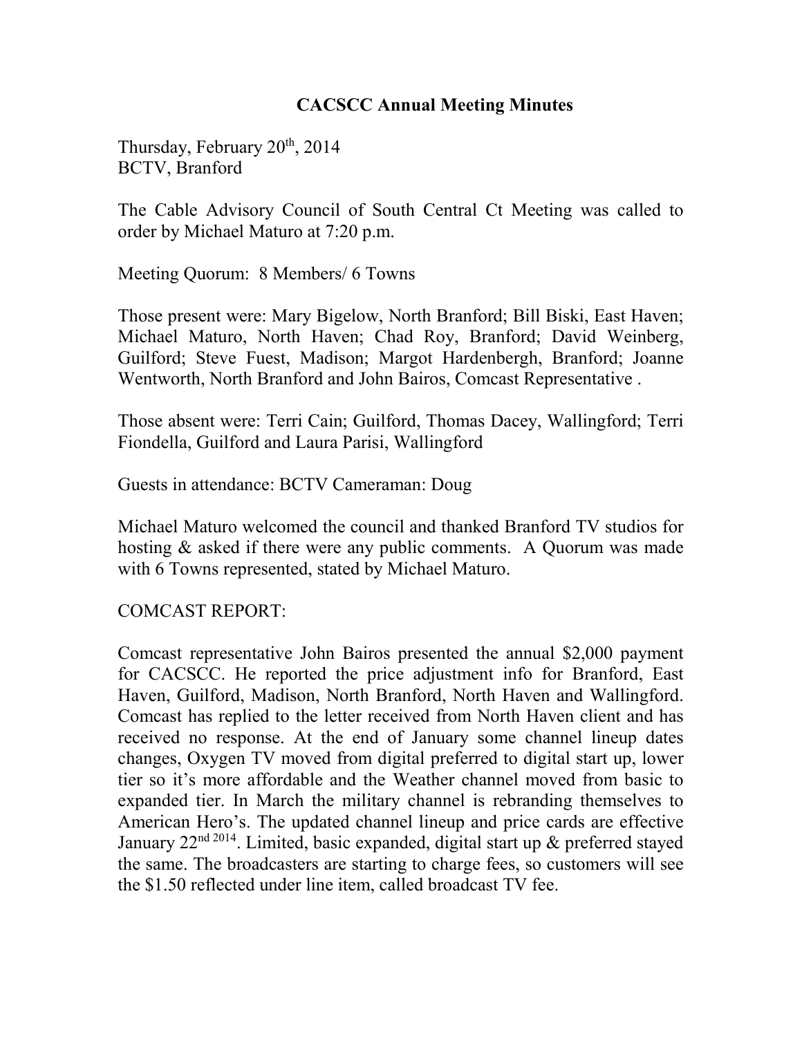# CACSCC Annual Meeting Minutes

Thursday, February 20th, 2014
BCTV, Branford

The Cable Advisory Council of South Central Ct Meeting was called to order by Michael Maturo at 7:20 p.m.

Meeting Quorum: 8 Members/ 6 Towns

Those present were: Mary Bigelow, North Branford; Bill Biski, East Haven; Michael Maturo, North Haven; Chad Roy, Branford; David Weinberg, Guilford; Steve Fuest, Madison; Margot Hardenbergh, Branford; Joanne Wentworth, North Branford and John Bairos, Comcast Representative .

Those absent were: Terri Cain; Guilford, Thomas Dacey, Wallingford; Terri Fiondella, Guilford and Laura Parisi, Wallingford

Guests in attendance: BCTV Cameraman: Doug

Michael Maturo welcomed the council and thanked Branford TV studios for hosting & asked if there were any public comments. A Quorum was made with 6 Towns represented, stated by Michael Maturo.

COMCAST REPORT:

Comcast representative John Bairos presented the annual $2,000 payment for CACSCC. He reported the price adjustment info for Branford, East Haven, Guilford, Madison, North Branford, North Haven and Wallingford. Comcast has replied to the letter received from North Haven client and has received no response. At the end of January some channel lineup dates changes, Oxygen TV moved from digital preferred to digital start up, lower tier so it's more affordable and the Weather channel moved from basic to expanded tier. In March the military channel is rebranding themselves to American Hero's. The updated channel lineup and price cards are effective January 22nd 2014. Limited, basic expanded, digital start up & preferred stayed the same. The broadcasters are starting to charge fees, so customers will see the $1.50 reflected under line item, called broadcast TV fee.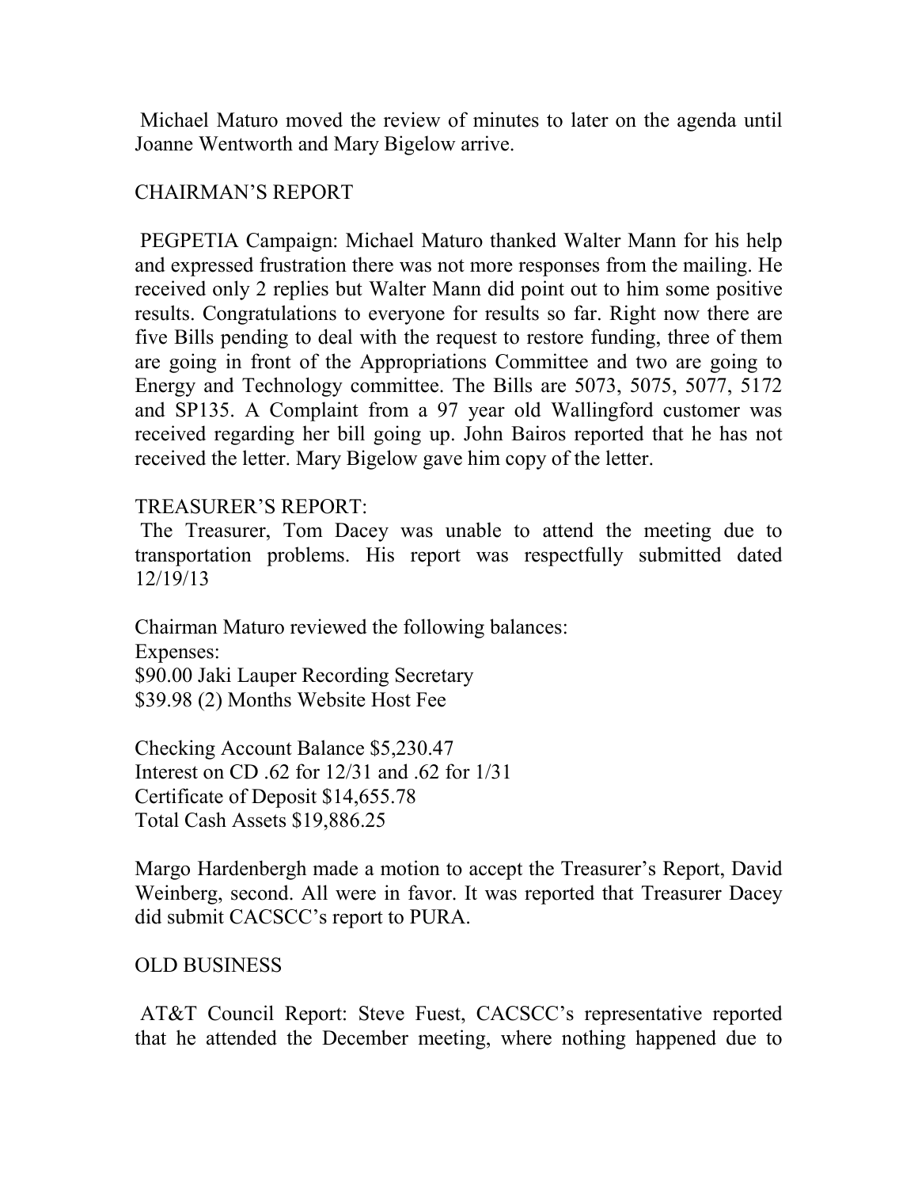Michael Maturo moved the review of minutes to later on the agenda until Joanne Wentworth and Mary Bigelow arrive.

CHAIRMAN'S REPORT

PEGPETIA Campaign: Michael Maturo thanked Walter Mann for his help and expressed frustration there was not more responses from the mailing. He received only 2 replies but Walter Mann did point out to him some positive results. Congratulations to everyone for results so far. Right now there are five Bills pending to deal with the request to restore funding, three of them are going in front of the Appropriations Committee and two are going to Energy and Technology committee. The Bills are 5073, 5075, 5077, 5172 and SP135. A Complaint from a 97 year old Wallingford customer was received regarding her bill going up. John Bairos reported that he has not received the letter. Mary Bigelow gave him copy of the letter.

TREASURER'S REPORT:

The Treasurer, Tom Dacey was unable to attend the meeting due to transportation problems. His report was respectfully submitted dated 12/19/13

Chairman Maturo reviewed the following balances:
Expenses:
$90.00 Jaki Lauper Recording Secretary
$39.98 (2) Months Website Host Fee

Checking Account Balance $5,230.47
Interest on CD .62 for 12/31 and .62 for 1/31
Certificate of Deposit $14,655.78
Total Cash Assets $19,886.25

Margo Hardenbergh made a motion to accept the Treasurer's Report, David Weinberg, second. All were in favor. It was reported that Treasurer Dacey did submit CACSCC's report to PURA.

OLD BUSINESS

AT&T Council Report: Steve Fuest, CACSCC's representative reported that he attended the December meeting, where nothing happened due to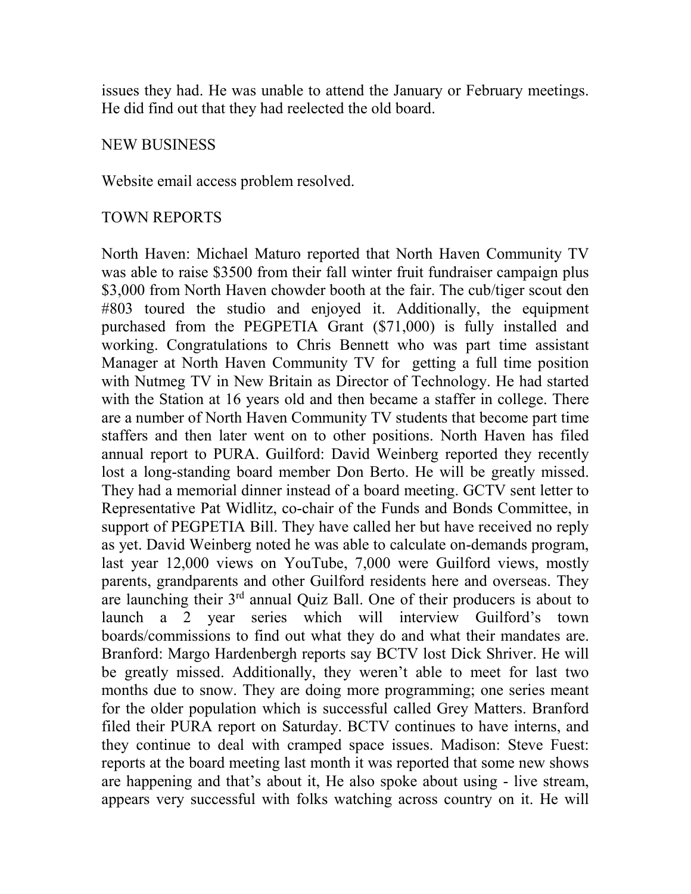issues they had. He was unable to attend the January or February meetings. He did find out that they had reelected the old board.

NEW BUSINESS

Website email access problem resolved.

TOWN REPORTS

North Haven: Michael Maturo reported that North Haven Community TV was able to raise $3500 from their fall winter fruit fundraiser campaign plus $3,000 from North Haven chowder booth at the fair. The cub/tiger scout den #803 toured the studio and enjoyed it. Additionally, the equipment purchased from the PEGPETIA Grant ($71,000) is fully installed and working. Congratulations to Chris Bennett who was part time assistant Manager at North Haven Community TV for getting a full time position with Nutmeg TV in New Britain as Director of Technology. He had started with the Station at 16 years old and then became a staffer in college. There are a number of North Haven Community TV students that become part time staffers and then later went on to other positions. North Haven has filed annual report to PURA. Guilford: David Weinberg reported they recently lost a long-standing board member Don Berto. He will be greatly missed. They had a memorial dinner instead of a board meeting. GCTV sent letter to Representative Pat Widlitz, co-chair of the Funds and Bonds Committee, in support of PEGPETIA Bill. They have called her but have received no reply as yet. David Weinberg noted he was able to calculate on-demands program, last year 12,000 views on YouTube, 7,000 were Guilford views, mostly parents, grandparents and other Guilford residents here and overseas. They are launching their 3rd annual Quiz Ball. One of their producers is about to launch a 2 year series which will interview Guilford's town boards/commissions to find out what they do and what their mandates are. Branford: Margo Hardenbergh reports say BCTV lost Dick Shriver. He will be greatly missed. Additionally, they weren't able to meet for last two months due to snow. They are doing more programming; one series meant for the older population which is successful called Grey Matters. Branford filed their PURA report on Saturday. BCTV continues to have interns, and they continue to deal with cramped space issues. Madison: Steve Fuest: reports at the board meeting last month it was reported that some new shows are happening and that's about it, He also spoke about using - live stream, appears very successful with folks watching across country on it. He will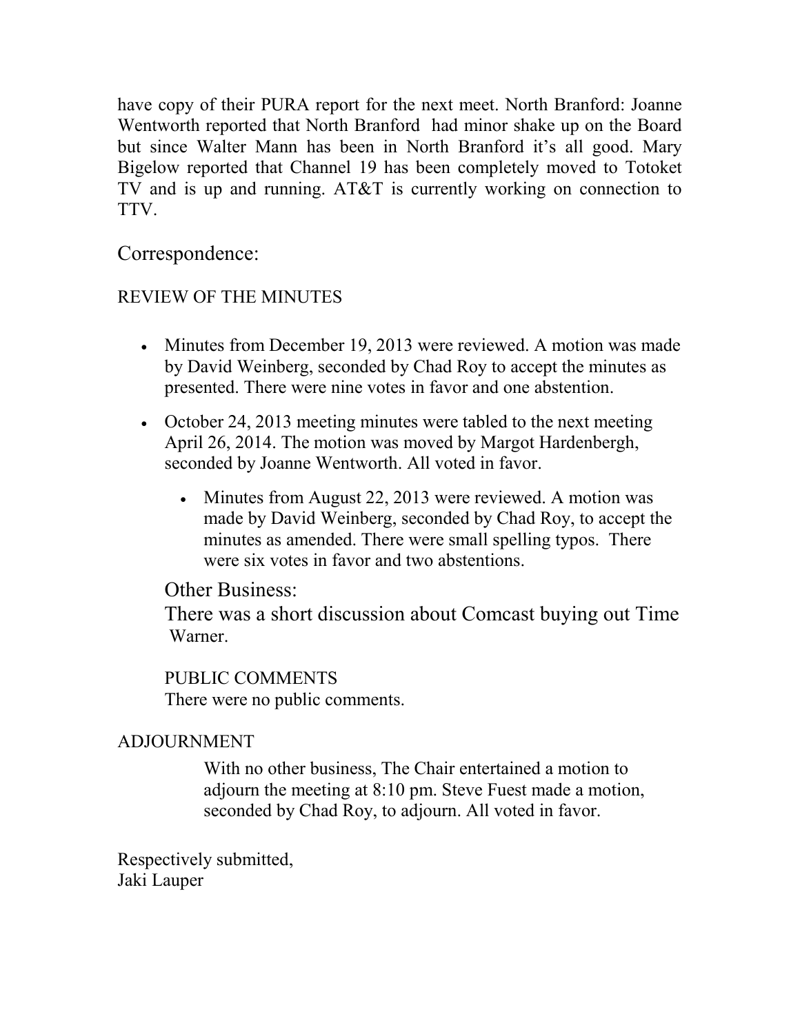have copy of their PURA report for the next meet. North Branford: Joanne Wentworth reported that North Branford  had minor shake up on the Board but since Walter Mann has been in North Branford it's all good. Mary Bigelow reported that Channel 19 has been completely moved to Totoket TV and is up and running. AT&T is currently working on connection to TTV.

## Correspondence:

REVIEW OF THE MINUTES

- Minutes from December 19, 2013 were reviewed. A motion was made by David Weinberg, seconded by Chad Roy to accept the minutes as presented. There were nine votes in favor and one abstention.
- October 24, 2013 meeting minutes were tabled to the next meeting April 26, 2014. The motion was moved by Margot Hardenbergh, seconded by Joanne Wentworth. All voted in favor.
    - Minutes from August 22, 2013 were reviewed. A motion was made by David Weinberg, seconded by Chad Roy, to accept the minutes as amended. There were small spelling typos.  There were six votes in favor and two abstentions.

## Other Business:

There was a short discussion about Comcast buying out Time Warner.

PUBLIC COMMENTS

There were no public comments.

ADJOURNMENT

With no other business, The Chair entertained a motion to adjourn the meeting at 8:10 pm. Steve Fuest made a motion, seconded by Chad Roy, to adjourn. All voted in favor.

Respectively submitted,
Jaki Lauper